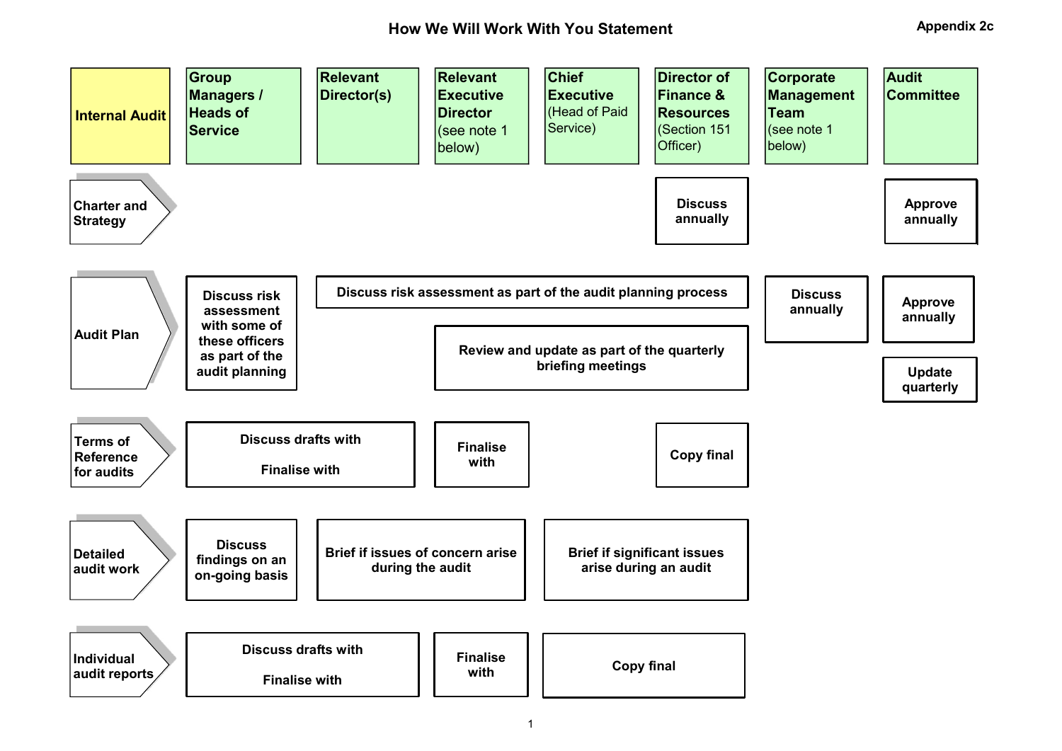# How We Will Work With You Statement

Appendix 2c

| Internal Audit | Group Managers / Heads of Service | Relevant Director(s) | Relevant Executive Director (see note 1 below) | Chief Executive (Head of Paid Service) | Director of Finance & Resources (Section 151 Officer) | Corporate Management Team (see note 1 below) | Audit Committee |
|---|---|---|---|---|---|---|---|
| **Charter and Strategy** | | | | | Discuss annually | | Approve annually |
| **Audit Plan** | Discuss risk assessment with some of these officers as part of the audit planning | Discuss risk assessment as part of the audit planning process | Discuss risk assessment as part of the audit planning process | Discuss risk assessment as part of the audit planning process | Discuss risk assessment as part of the audit planning process | Discuss annually | Approve annually |
| | | | Review and update as part of the quarterly briefing meetings | Review and update as part of the quarterly briefing meetings | Review and update as part of the quarterly briefing meetings | | Update quarterly |
| **Terms of Reference for audits** | Discuss drafts with / Finalise with | Discuss drafts with / Finalise with | Finalise with | | Copy final | | |
| **Detailed audit work** | Discuss findings on an on-going basis | Brief if issues of concern arise during the audit | Brief if issues of concern arise during the audit | Brief if significant issues arise during an audit | Brief if significant issues arise during an audit | | |
| **Individual audit reports** | Discuss drafts with / Finalise with | Discuss drafts with / Finalise with | Finalise with | Copy final | Copy final | | |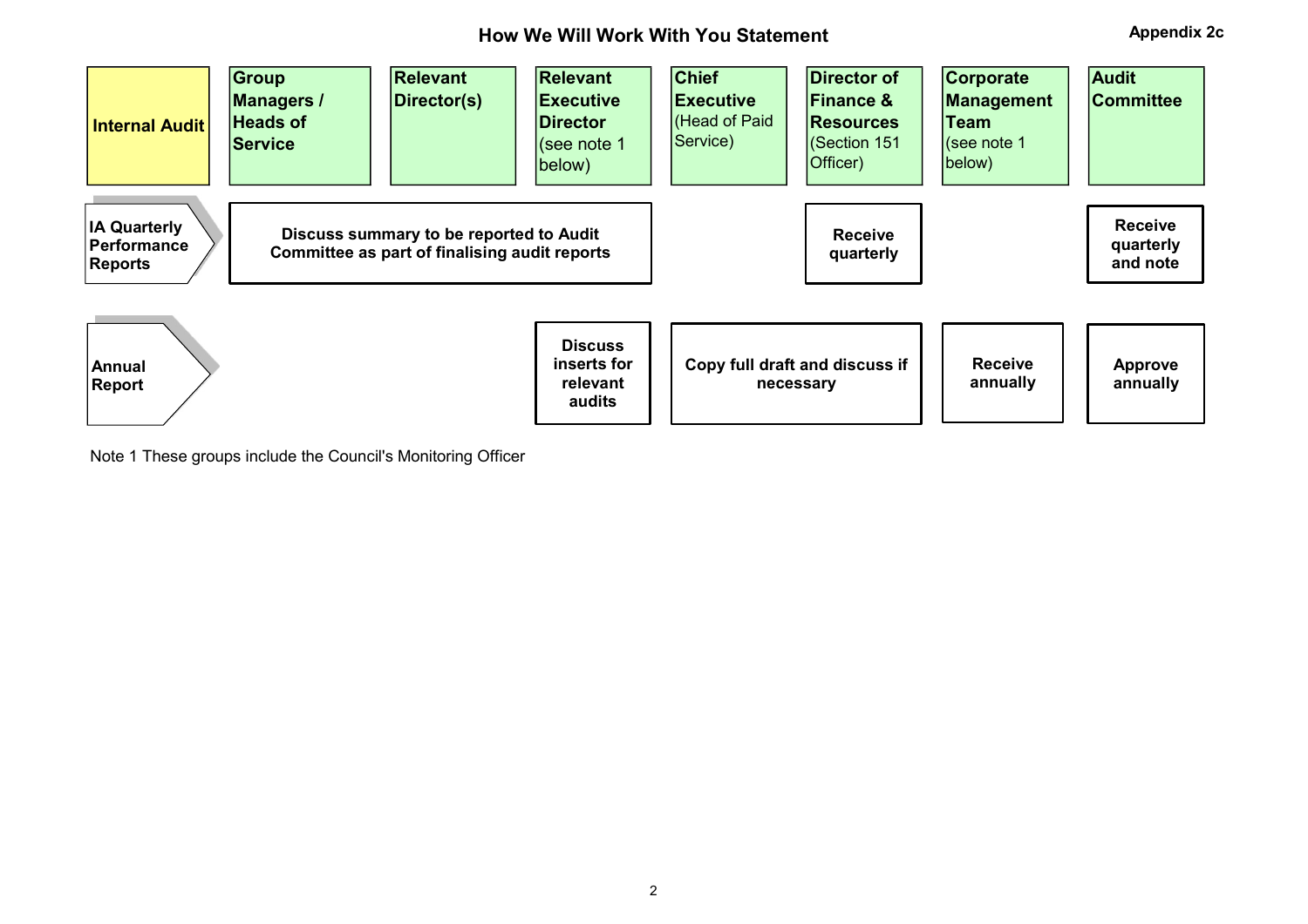# How We Will Work With You Statement

**Appendix 2c**

| Internal Audit | Group Managers / Heads of Service | Relevant Director(s) | Relevant Executive Director (see note 1 below) | Chief Executive (Head of Paid Service) | Director of Finance & Resources (Section 151 Officer) | Corporate Management Team (see note 1 below) | Audit Committee |
|---|---|---|---|---|---|---|---|
| **IA Quarterly Performance Reports** | **Discuss summary to be reported to Audit Committee as part of finalising audit reports** | | | | **Receive quarterly** | | **Receive quarterly and note** |
| **Annual Report** | | | **Discuss inserts for relevant audits** | **Copy full draft and discuss if necessary** | | **Receive annually** | **Approve annually** |

Note 1 These groups include the Council's Monitoring Officer